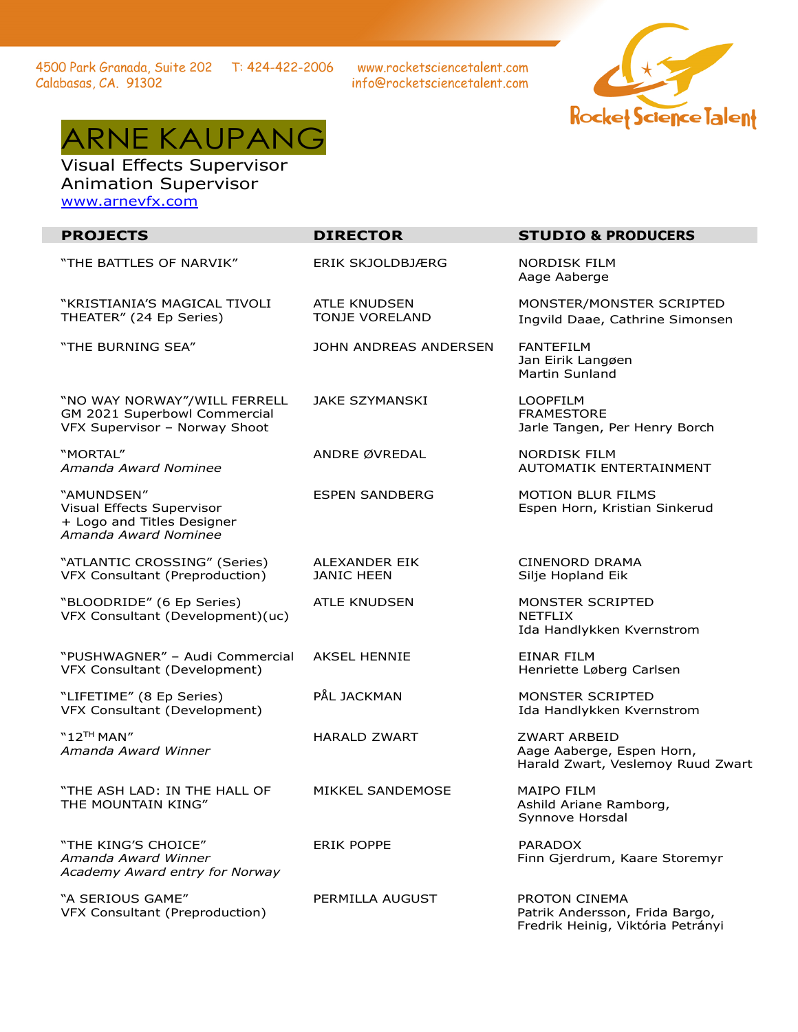4500 Park Granada, Suite 202
Calabasas, CA. 91302

T: 424-422-2006

www.rocketsciencetalent.com
info@rocketsciencetalent.com

Rocket Science Talent

# ARNE KAUPANG

Visual Effects Supervisor
Animation Supervisor
www.arnevfx.com

| PROJECTS | DIRECTOR | STUDIO & PRODUCERS |
|---|---|---|
| "THE BATTLES OF NARVIK" | ERIK SKJOLDBJÆRG | NORDISK FILM<br>Aage Aaberge |
| "KRISTIANIA'S MAGICAL TIVOLI THEATER" (24 Ep Series) | ATLE KNUDSEN<br>TONJE VORELAND | MONSTER/MONSTER SCRIPTED<br>Ingvild Daae, Cathrine Simonsen |
| "THE BURNING SEA" | JOHN ANDREAS ANDERSEN | FANTEFILM<br>Jan Eirik Langøen<br>Martin Sunland |
| "NO WAY NORWAY"/WILL FERRELL<br>GM 2021 Superbowl Commercial<br>VFX Supervisor – Norway Shoot | JAKE SZYMANSKI | LOOPFILM<br>FRAMESTORE<br>Jarle Tangen, Per Henry Borch |
| "MORTAL"<br>*Amanda Award Nominee* | ANDRE ØVREDAL | NORDISK FILM<br>AUTOMATIK ENTERTAINMENT |
| "AMUNDSEN"<br>Visual Effects Supervisor<br>+ Logo and Titles Designer<br>*Amanda Award Nominee* | ESPEN SANDBERG | MOTION BLUR FILMS<br>Espen Horn, Kristian Sinkerud |
| "ATLANTIC CROSSING" (Series)<br>VFX Consultant (Preproduction) | ALEXANDER EIK<br>JANIC HEEN | CINENORD DRAMA<br>Silje Hopland Eik |
| "BLOODRIDE" (6 Ep Series)<br>VFX Consultant (Development)(uc) | ATLE KNUDSEN | MONSTER SCRIPTED<br>NETFLIX<br>Ida Handlykken Kvernstrom |
| "PUSHWAGNER" – Audi Commercial<br>VFX Consultant (Development) | AKSEL HENNIE | EINAR FILM<br>Henriette Løberg Carlsen |
| "LIFETIME" (8 Ep Series)<br>VFX Consultant (Development) | PÅL JACKMAN | MONSTER SCRIPTED<br>Ida Handlykken Kvernstrom |
| "12TH MAN"<br>*Amanda Award Winner* | HARALD ZWART | ZWART ARBEID<br>Aage Aaberge, Espen Horn,<br>Harald Zwart, Veslemoy Ruud Zwart |
| "THE ASH LAD: IN THE HALL OF THE MOUNTAIN KING" | MIKKEL SANDEMOSE | MAIPO FILM<br>Ashild Ariane Ramborg,<br>Synnove Horsdal |
| "THE KING'S CHOICE"<br>*Amanda Award Winner*<br>*Academy Award entry for Norway* | ERIK POPPE | PARADOX<br>Finn Gjerdrum, Kaare Storemyr |
| "A SERIOUS GAME"<br>VFX Consultant (Preproduction) | PERMILLA AUGUST | PROTON CINEMA<br>Patrik Andersson, Frida Bargo,<br>Fredrik Heinig, Viktória Petrányi |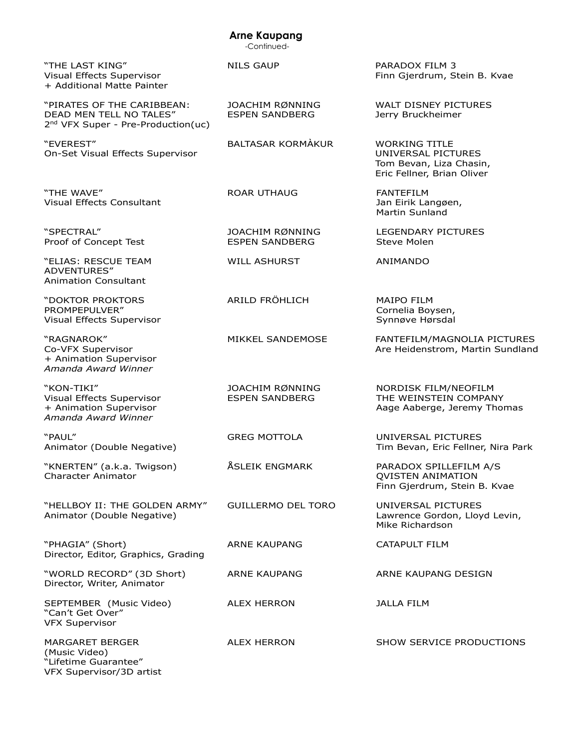**Arne Kaupang**
-Continued-

| | | |
|---|---|---|
| "THE LAST KING"<br>Visual Effects Supervisor<br>+ Additional Matte Painter | NILS GAUP | PARADOX FILM 3<br>Finn Gjerdrum, Stein B. Kvae |
| "PIRATES OF THE CARIBBEAN: DEAD MEN TELL NO TALES"<br>2nd VFX Super - Pre-Production(uc) | JOACHIM RØNNING<br>ESPEN SANDBERG | WALT DISNEY PICTURES<br>Jerry Bruckheimer |
| "EVEREST"<br>On-Set Visual Effects Supervisor | BALTASAR KORMÀKUR | WORKING TITLE<br>UNIVERSAL PICTURES<br>Tom Bevan, Liza Chasin, Eric Fellner, Brian Oliver |
| "THE WAVE"<br>Visual Effects Consultant | ROAR UTHAUG | FANTEFILM<br>Jan Eirik Langøen, Martin Sunland |
| "SPECTRAL"<br>Proof of Concept Test | JOACHIM RØNNING<br>ESPEN SANDBERG | LEGENDARY PICTURES<br>Steve Molen |
| "ELIAS: RESCUE TEAM ADVENTURES"<br>Animation Consultant | WILL ASHURST | ANIMANDO |
| "DOKTOR PROKTORS PROMPEPULVER"<br>Visual Effects Supervisor | ARILD FRÖHLICH | MAIPO FILM<br>Cornelia Boysen, Synnøve Hørsdal |
| "RAGNAROK"<br>Co-VFX Supervisor<br>+ Animation Supervisor<br>*Amanda Award Winner* | MIKKEL SANDEMOSE | FANTEFILM/MAGNOLIA PICTURES<br>Are Heidenstrom, Martin Sundland |
| "KON-TIKI"<br>Visual Effects Supervisor<br>+ Animation Supervisor<br>*Amanda Award Winner* | JOACHIM RØNNING<br>ESPEN SANDBERG | NORDISK FILM/NEOFILM<br>THE WEINSTEIN COMPANY<br>Aage Aaberge, Jeremy Thomas |
| "PAUL"<br>Animator (Double Negative) | GREG MOTTOLA | UNIVERSAL PICTURES<br>Tim Bevan, Eric Fellner, Nira Park |
| "KNERTEN" (a.k.a. Twigson)<br>Character Animator | ÅSLEIK ENGMARK | PARADOX SPILLEFILM A/S<br>QVISTEN ANIMATION<br>Finn Gjerdrum, Stein B. Kvae |
| "HELLBOY II: THE GOLDEN ARMY"<br>Animator (Double Negative) | GUILLERMO DEL TORO | UNIVERSAL PICTURES<br>Lawrence Gordon, Lloyd Levin, Mike Richardson |
| "PHAGIA" (Short)<br>Director, Editor, Graphics, Grading | ARNE KAUPANG | CATAPULT FILM |
| "WORLD RECORD" (3D Short)<br>Director, Writer, Animator | ARNE KAUPANG | ARNE KAUPANG DESIGN |
| SEPTEMBER (Music Video)<br>"Can't Get Over"<br>VFX Supervisor | ALEX HERRON | JALLA FILM |
| MARGARET BERGER<br>(Music Video)<br>"Lifetime Guarantee"<br>VFX Supervisor/3D artist | ALEX HERRON | SHOW SERVICE PRODUCTIONS |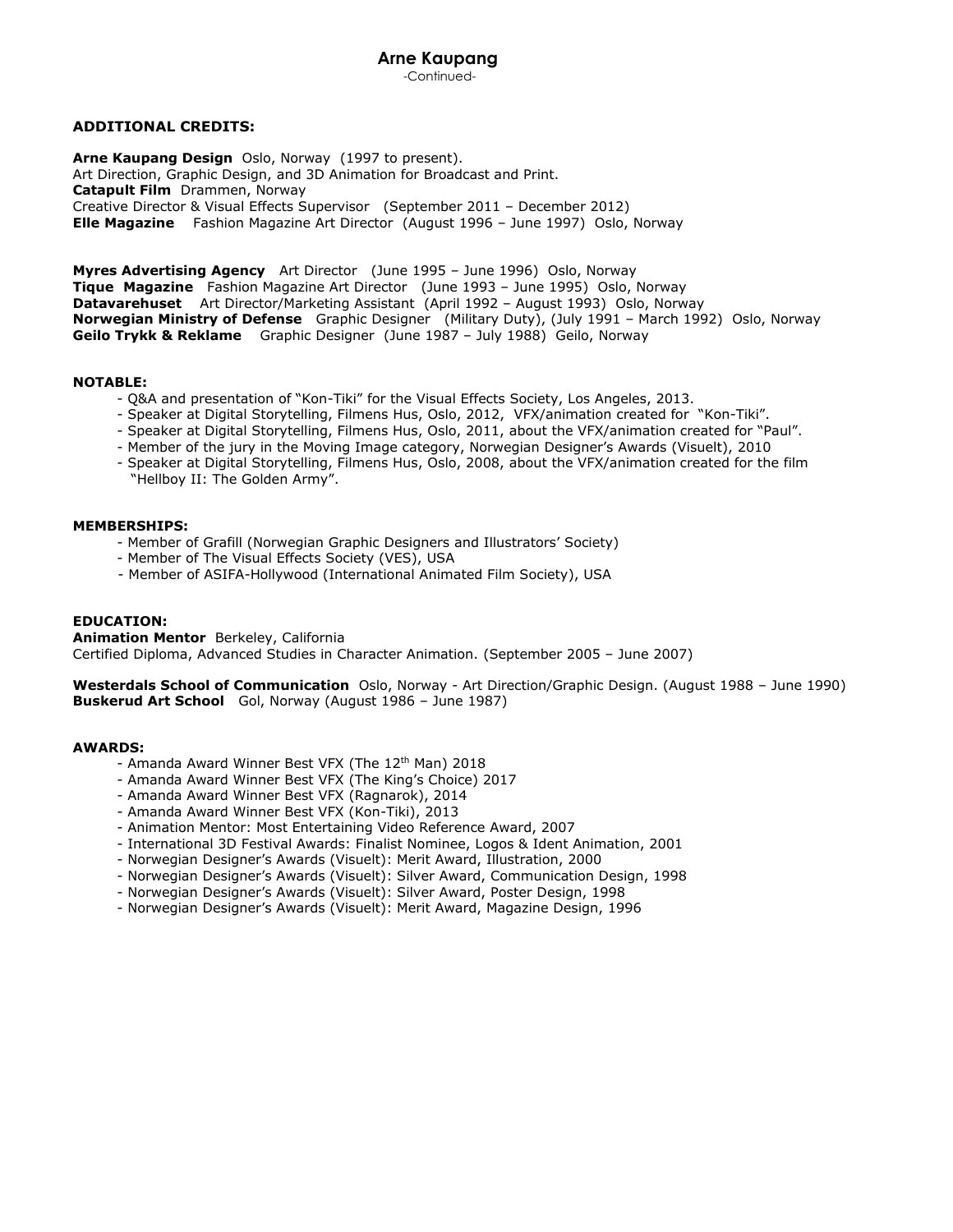## Arne Kaupang

-Continued-

**ADDITIONAL CREDITS:**

**Arne Kaupang Design** Oslo, Norway (1997 to present).
Art Direction, Graphic Design, and 3D Animation for Broadcast and Print.
**Catapult Film** Drammen, Norway
Creative Director & Visual Effects Supervisor (September 2011 – December 2012)
**Elle Magazine** Fashion Magazine Art Director (August 1996 – June 1997) Oslo, Norway

**Myres Advertising Agency** Art Director (June 1995 – June 1996) Oslo, Norway
**Tique Magazine** Fashion Magazine Art Director (June 1993 – June 1995) Oslo, Norway
**Datavarehuset** Art Director/Marketing Assistant (April 1992 – August 1993) Oslo, Norway
**Norwegian Ministry of Defense** Graphic Designer (Military Duty), (July 1991 – March 1992) Oslo, Norway
**Geilo Trykk & Reklame** Graphic Designer (June 1987 – July 1988) Geilo, Norway

**NOTABLE:**

- Q&A and presentation of "Kon-Tiki" for the Visual Effects Society, Los Angeles, 2013.
- Speaker at Digital Storytelling, Filmens Hus, Oslo, 2012, VFX/animation created for "Kon-Tiki".
- Speaker at Digital Storytelling, Filmens Hus, Oslo, 2011, about the VFX/animation created for "Paul".
- Member of the jury in the Moving Image category, Norwegian Designer's Awards (Visuelt), 2010
- Speaker at Digital Storytelling, Filmens Hus, Oslo, 2008, about the VFX/animation created for the film "Hellboy II: The Golden Army".

**MEMBERSHIPS:**

- Member of Grafill (Norwegian Graphic Designers and Illustrators' Society)
- Member of The Visual Effects Society (VES), USA
- Member of ASIFA-Hollywood (International Animated Film Society), USA

**EDUCATION:**

**Animation Mentor** Berkeley, California
Certified Diploma, Advanced Studies in Character Animation. (September 2005 – June 2007)

**Westerdals School of Communication** Oslo, Norway - Art Direction/Graphic Design. (August 1988 – June 1990)
**Buskerud Art School** Gol, Norway (August 1986 – June 1987)

**AWARDS:**

- Amanda Award Winner Best VFX (The 12th Man) 2018
- Amanda Award Winner Best VFX (The King's Choice) 2017
- Amanda Award Winner Best VFX (Ragnarok), 2014
- Amanda Award Winner Best VFX (Kon-Tiki), 2013
- Animation Mentor: Most Entertaining Video Reference Award, 2007
- International 3D Festival Awards: Finalist Nominee, Logos & Ident Animation, 2001
- Norwegian Designer's Awards (Visuelt): Merit Award, Illustration, 2000
- Norwegian Designer's Awards (Visuelt): Silver Award, Communication Design, 1998
- Norwegian Designer's Awards (Visuelt): Silver Award, Poster Design, 1998
- Norwegian Designer's Awards (Visuelt): Merit Award, Magazine Design, 1996